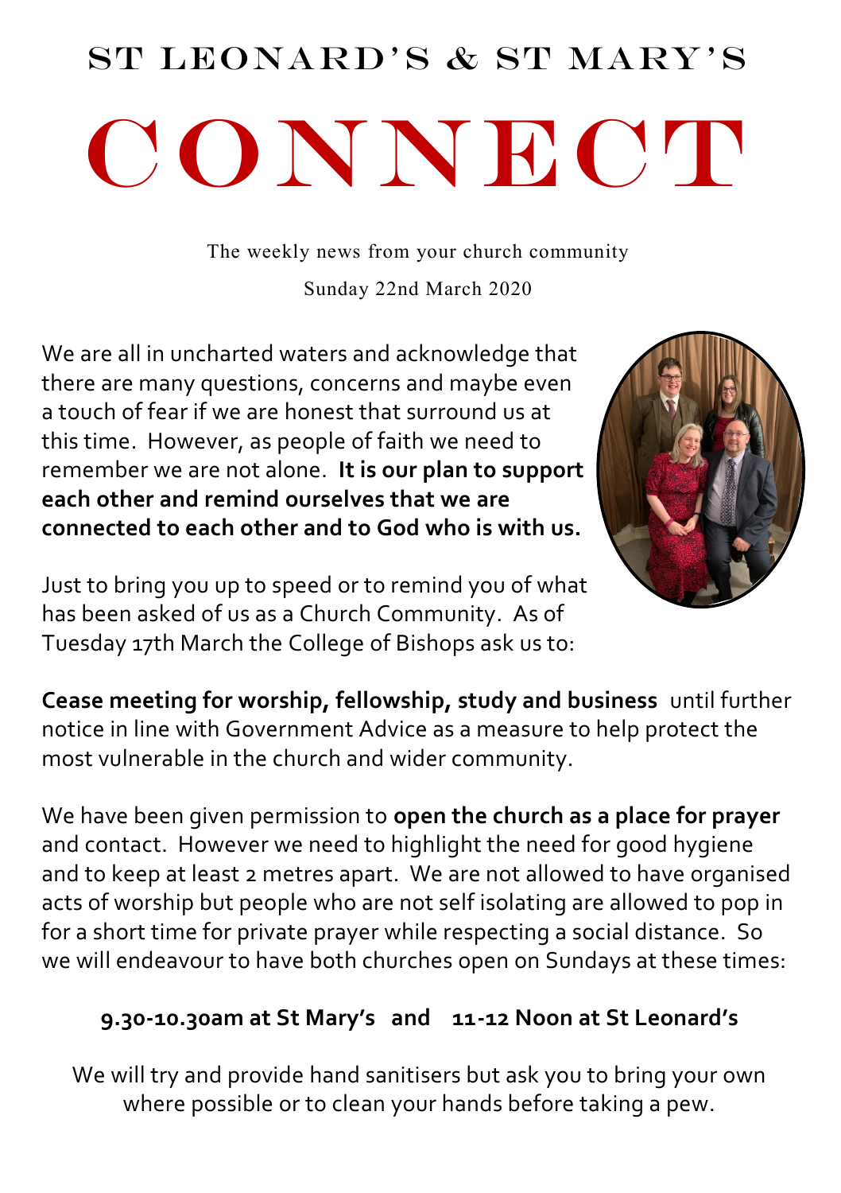ST LEONARD'S & ST MARY'S

# CONNECT

The weekly news from your church community

Sunday 22nd March 2020

We are all in uncharted waters and acknowledge that there are many questions, concerns and maybe even a touch of fear if we are honest that surround us at this time. However, as people of faith we need to remember we are not alone. **It is our plan to support each other and remind ourselves that we are connected to each other and to God who is with us.**

Just to bring you up to speed or to remind you of what has been asked of us as a Church Community. As of Tuesday 17th March the College of Bishops ask us to:

**Cease meeting for worship, fellowship, study and business** until further notice in line with Government Advice as a measure to help protect the most vulnerable in the church and wider community.

We have been given permission to **open the church as a place for prayer** and contact. However we need to highlight the need for good hygiene and to keep at least 2 metres apart. We are not allowed to have organised acts of worship but people who are not self isolating are allowed to pop in for a short time for private prayer while respecting a social distance. So we will endeavour to have both churches open on Sundays at these times:

**9.30-10.30am at St Mary's and 11-12 Noon at St Leonard's**

We will try and provide hand sanitisers but ask you to bring your own where possible or to clean your hands before taking a pew.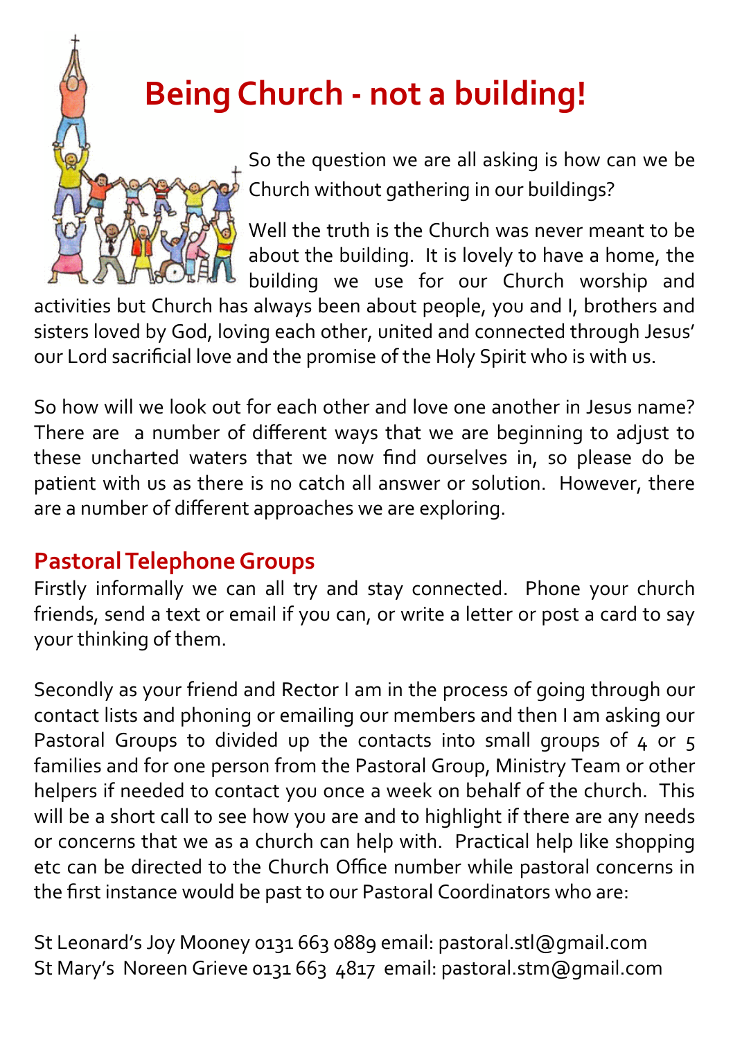# Being Church - not a building!

So the question we are all asking is how can we be Church without gathering in our buildings?

Well the truth is the Church was never meant to be about the building. It is lovely to have a home, the building we use for our Church worship and activities but Church has always been about people, you and I, brothers and sisters loved by God, loving each other, united and connected through Jesus' our Lord sacrificial love and the promise of the Holy Spirit who is with us.

So how will we look out for each other and love one another in Jesus name? There are a number of different ways that we are beginning to adjust to these uncharted waters that we now find ourselves in, so please do be patient with us as there is no catch all answer or solution. However, there are a number of different approaches we are exploring.

## Pastoral Telephone Groups

Firstly informally we can all try and stay connected. Phone your church friends, send a text or email if you can, or write a letter or post a card to say your thinking of them.

Secondly as your friend and Rector I am in the process of going through our contact lists and phoning or emailing our members and then I am asking our Pastoral Groups to divided up the contacts into small groups of 4 or 5 families and for one person from the Pastoral Group, Ministry Team or other helpers if needed to contact you once a week on behalf of the church. This will be a short call to see how you are and to highlight if there are any needs or concerns that we as a church can help with. Practical help like shopping etc can be directed to the Church Office number while pastoral concerns in the first instance would be past to our Pastoral Coordinators who are:

St Leonard's Joy Mooney 0131 663 0889 email: pastoral.stl@gmail.com
St Mary's Noreen Grieve 0131 663 4817 email: pastoral.stm@gmail.com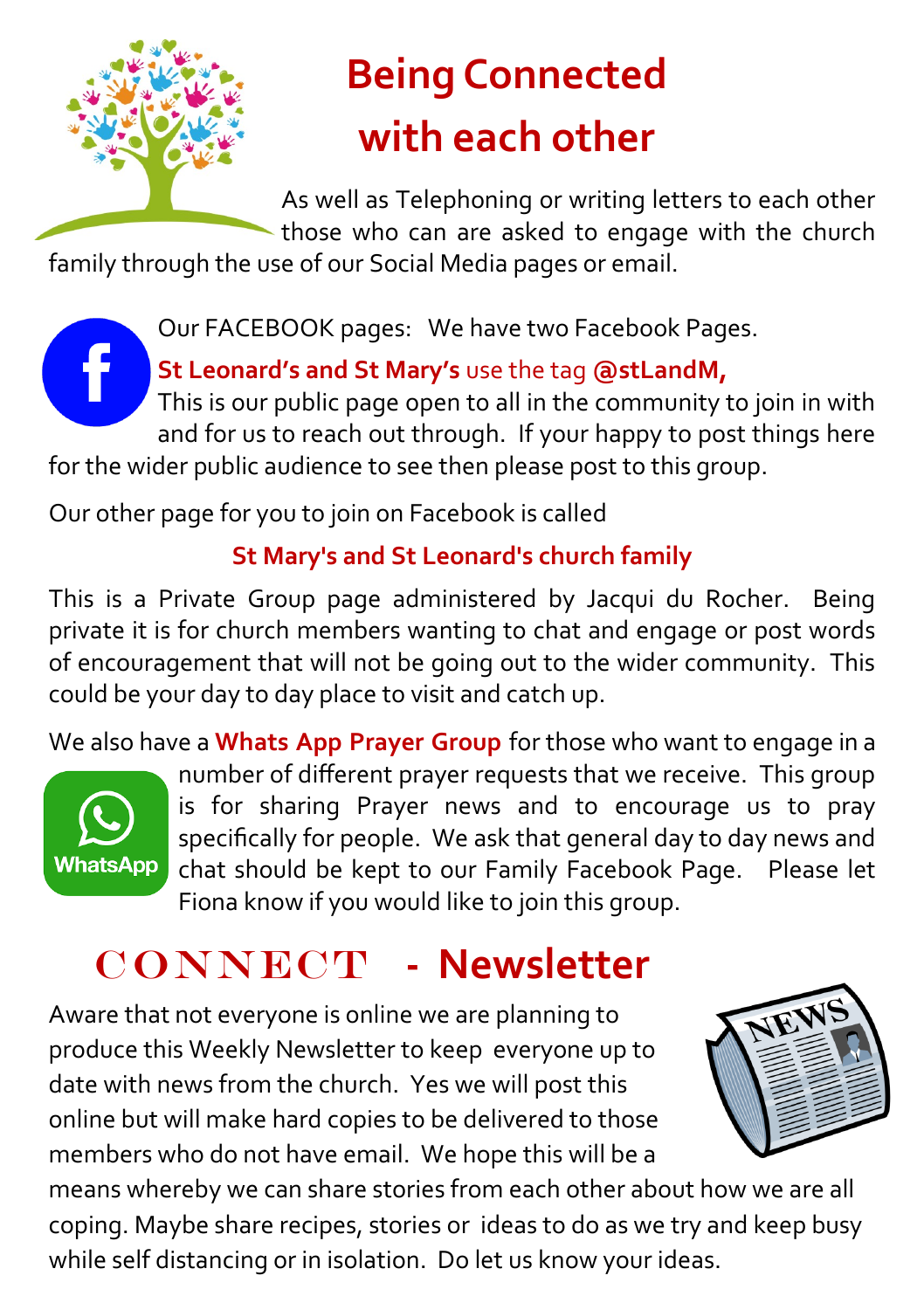# Being Connected with each other

As well as Telephoning or writing letters to each other those who can are asked to engage with the church family through the use of our Social Media pages or email.

Our FACEBOOK pages: We have two Facebook Pages.

**St Leonard's and St Mary's** use the tag **@stLandM,**

This is our public page open to all in the community to join in with and for us to reach out through. If your happy to post things here for the wider public audience to see then please post to this group.

Our other page for you to join on Facebook is called

**St Mary's and St Leonard's church family**

This is a Private Group page administered by Jacqui du Rocher. Being private it is for church members wanting to chat and engage or post words of encouragement that will not be going out to the wider community. This could be your day to day place to visit and catch up.

We also have a **Whats App Prayer Group** for those who want to engage in a number of different prayer requests that we receive. This group is for sharing Prayer news and to encourage us to pray specifically for people. We ask that general day to day news and chat should be kept to our Family Facebook Page. Please let Fiona know if you would like to join this group.

# CONNECT - Newsletter

Aware that not everyone is online we are planning to produce this Weekly Newsletter to keep everyone up to date with news from the church. Yes we will post this online but will make hard copies to be delivered to those members who do not have email. We hope this will be a means whereby we can share stories from each other about how we are all coping. Maybe share recipes, stories or ideas to do as we try and keep busy while self distancing or in isolation. Do let us know your ideas.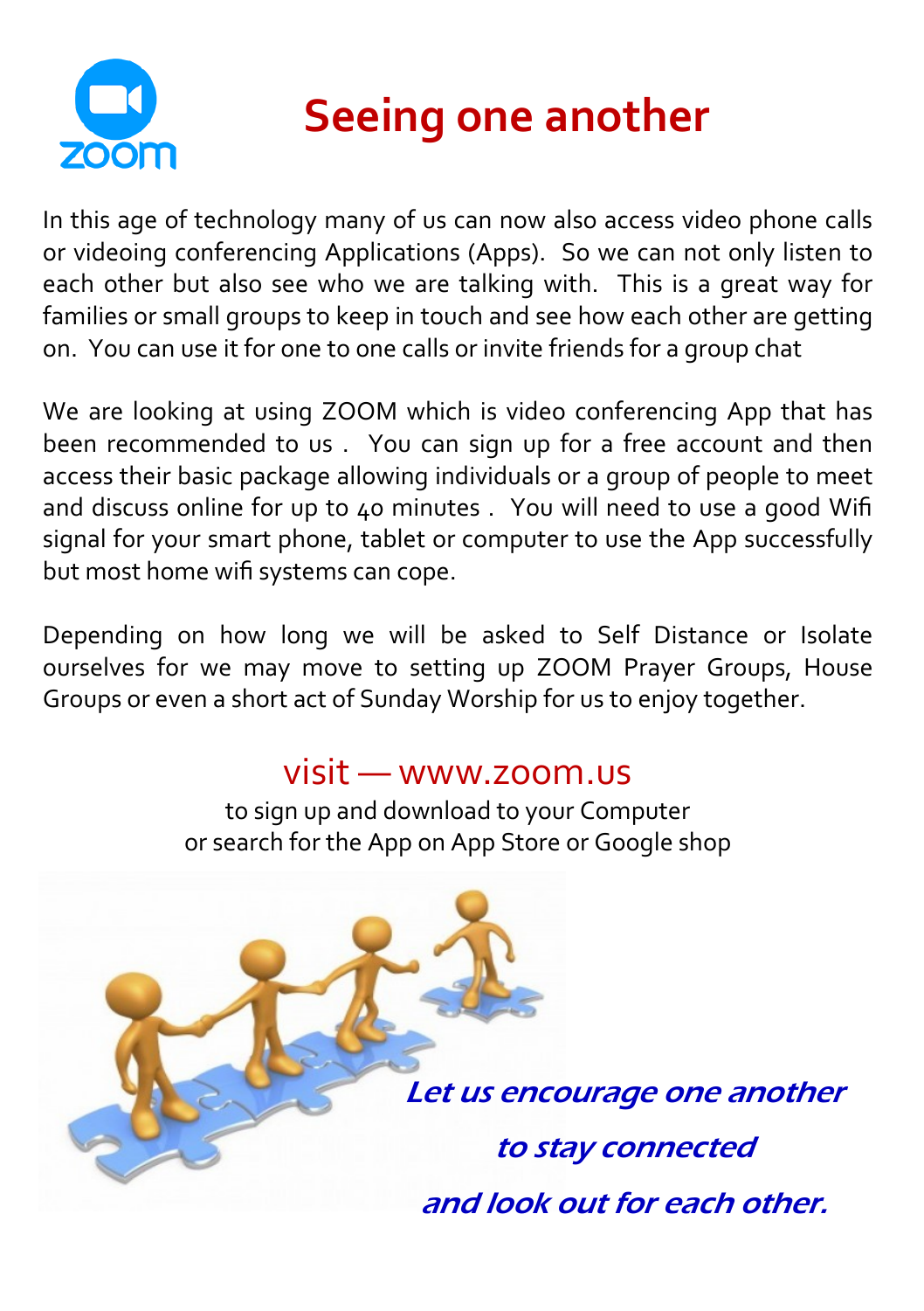# Seeing one another

In this age of technology many of us can now also access video phone calls or videoing conferencing Applications (Apps). So we can not only listen to each other but also see who we are talking with. This is a great way for families or small groups to keep in touch and see how each other are getting on. You can use it for one to one calls or invite friends for a group chat

We are looking at using ZOOM which is video conferencing App that has been recommended to us . You can sign up for a free account and then access their basic package allowing individuals or a group of people to meet and discuss online for up to 40 minutes . You will need to use a good Wifi signal for your smart phone, tablet or computer to use the App successfully but most home wifi systems can cope.

Depending on how long we will be asked to Self Distance or Isolate ourselves for we may move to setting up ZOOM Prayer Groups, House Groups or even a short act of Sunday Worship for us to enjoy together.

visit — www.zoom.us

to sign up and download to your Computer
or search for the App on App Store or Google shop

***Let us encourage one another***
***to stay connected***
***and look out for each other.***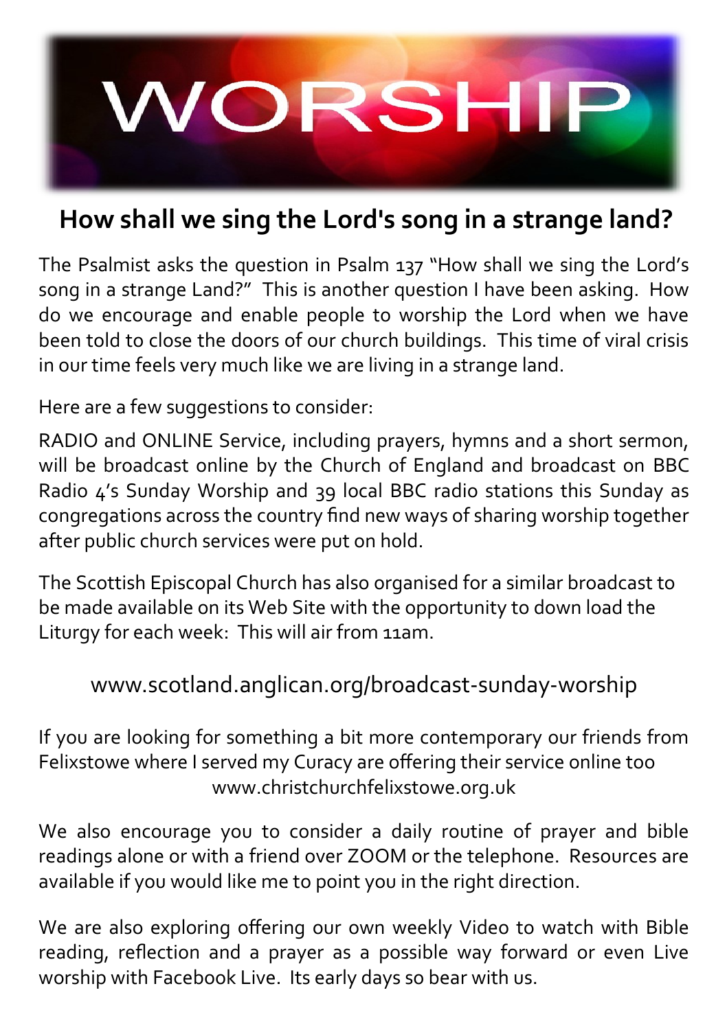# WORSHIP

## How shall we sing the Lord's song in a strange land?

The Psalmist asks the question in Psalm 137 "How shall we sing the Lord's song in a strange Land?" This is another question I have been asking. How do we encourage and enable people to worship the Lord when we have been told to close the doors of our church buildings. This time of viral crisis in our time feels very much like we are living in a strange land.

Here are a few suggestions to consider:

RADIO and ONLINE Service, including prayers, hymns and a short sermon, will be broadcast online by the Church of England and broadcast on BBC Radio 4's Sunday Worship and 39 local BBC radio stations this Sunday as congregations across the country find new ways of sharing worship together after public church services were put on hold.

The Scottish Episcopal Church has also organised for a similar broadcast to be made available on its Web Site with the opportunity to down load the Liturgy for each week: This will air from 11am.

www.scotland.anglican.org/broadcast-sunday-worship

If you are looking for something a bit more contemporary our friends from Felixstowe where I served my Curacy are offering their service online too
www.christchurchfelixstowe.org.uk

We also encourage you to consider a daily routine of prayer and bible readings alone or with a friend over ZOOM or the telephone. Resources are available if you would like me to point you in the right direction.

We are also exploring offering our own weekly Video to watch with Bible reading, reflection and a prayer as a possible way forward or even Live worship with Facebook Live. Its early days so bear with us.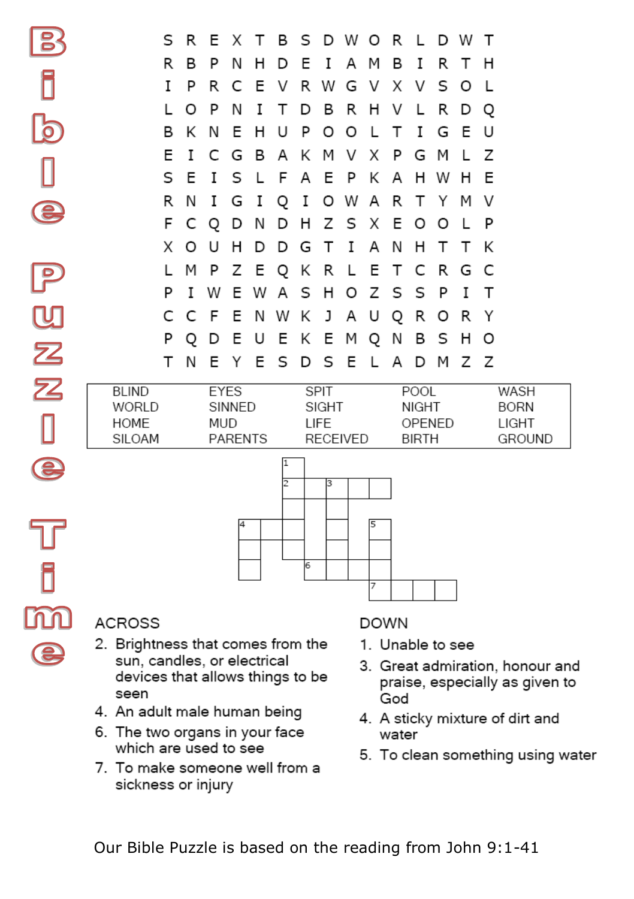# Bible Puzzle Time

```
S R E X T B S D W O R L D W T
R B P N H D E I A M B I R T H
I P R C E V R W G V X V S O L
L O P N I T D B R H V L R D Q
B K N E H U P O O L T I G E U
E I C G B A K M V X P G M L Z
S E I S L F A E P K A H W H E
R N I G I Q I O W A R T Y M V
F C Q D N D H Z S X E O O L P
X O U H D D G T I A N H T T K
L M P Z E Q K R L E T C R G C
P I W E W A S H O Z S S P I T
C C F E N W K J A U Q R O R Y
P Q D E U E K E M Q N B S H O
T N E Y E S D S E L A D M Z Z
```

| | | | | |
|---|---|---|---|---|
| BLIND | EYES | SPIT | POOL | WASH |
| WORLD | SINNED | SIGHT | NIGHT | BORN |
| HOME | MUD | LIFE | OPENED | LIGHT |
| SILOAM | PARENTS | RECEIVED | BIRTH | GROUND |

**ACROSS**

2. Brightness that comes from the sun, candles, or electrical devices that allows things to be seen
4. An adult male human being
6. The two organs in your face which are used to see
7. To make someone well from a sickness or injury

**DOWN**

1. Unable to see
3. Great admiration, honour and praise, especially as given to God
4. A sticky mixture of dirt and water
5. To clean something using water

Our Bible Puzzle is based on the reading from John 9:1-41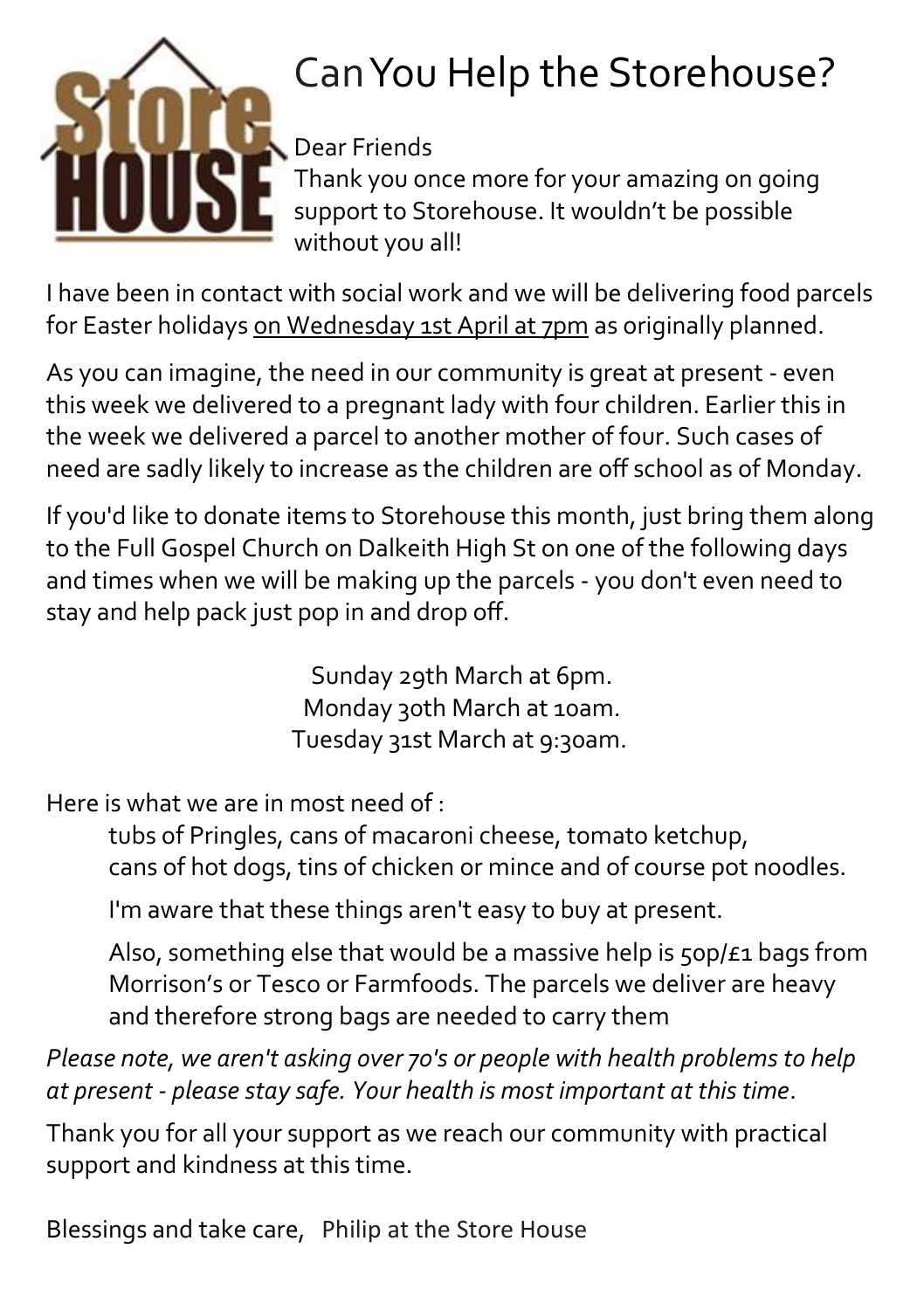# Can You Help the Storehouse?

Dear Friends
Thank you once more for your amazing on going support to Storehouse. It wouldn't be possible without you all!

I have been in contact with social work and we will be delivering food parcels for Easter holidays on Wednesday 1st April at 7pm as originally planned.

As you can imagine, the need in our community is great at present - even this week we delivered to a pregnant lady with four children. Earlier this in the week we delivered a parcel to another mother of four. Such cases of need are sadly likely to increase as the children are off school as of Monday.

If you'd like to donate items to Storehouse this month, just bring them along to the Full Gospel Church on Dalkeith High St on one of the following days and times when we will be making up the parcels - you don't even need to stay and help pack just pop in and drop off.

Sunday 29th March at 6pm.
Monday 30th March at 10am.
Tuesday 31st March at 9:30am.

Here is what we are in most need of :

tubs of Pringles, cans of macaroni cheese, tomato ketchup, cans of hot dogs, tins of chicken or mince and of course pot noodles.

I'm aware that these things aren't easy to buy at present.

Also, something else that would be a massive help is 50p/£1 bags from Morrison's or Tesco or Farmfoods. The parcels we deliver are heavy and therefore strong bags are needed to carry them

*Please note, we aren't asking over 70's or people with health problems to help at present - please stay safe. Your health is most important at this time*.

Thank you for all your support as we reach our community with practical support and kindness at this time.

Blessings and take care, Philip at the Store House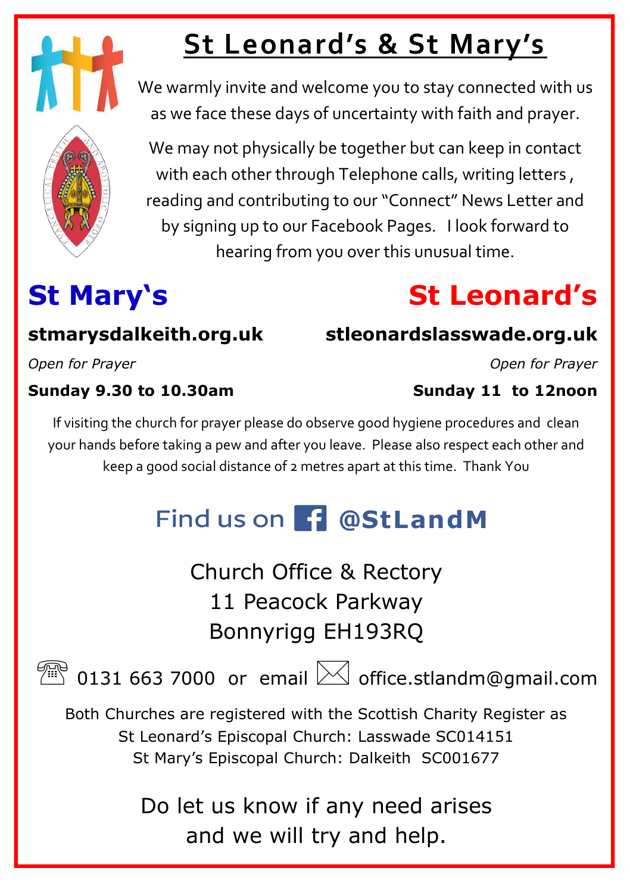# St Leonard's & St Mary's

We warmly invite and welcome you to stay connected with us as we face these days of uncertainty with faith and prayer.

We may not physically be together but can keep in contact with each other through Telephone calls, writing letters , reading and contributing to our "Connect" News Letter and by signing up to our Facebook Pages. I look forward to hearing from you over this unusual time.

## St Mary's

**stmarysdalkeith.org.uk**

*Open for Prayer*

**Sunday 9.30 to 10.30am**

## St Leonard's

**stleonardslasswade.org.uk**

*Open for Prayer*

**Sunday 11 to 12noon**

If visiting the church for prayer please do observe good hygiene procedures and clean your hands before taking a pew and after you leave. Please also respect each other and keep a good social distance of 2 metres apart at this time. Thank You

Find us on **@StLandM**

Church Office & Rectory
11 Peacock Parkway
Bonnyrigg EH193RQ

☎ 0131 663 7000 or email ✉ office.stlandm@gmail.com

Both Churches are registered with the Scottish Charity Register as
St Leonard's Episcopal Church: Lasswade SC014151
St Mary's Episcopal Church: Dalkeith SC001677

Do let us know if any need arises
and we will try and help.